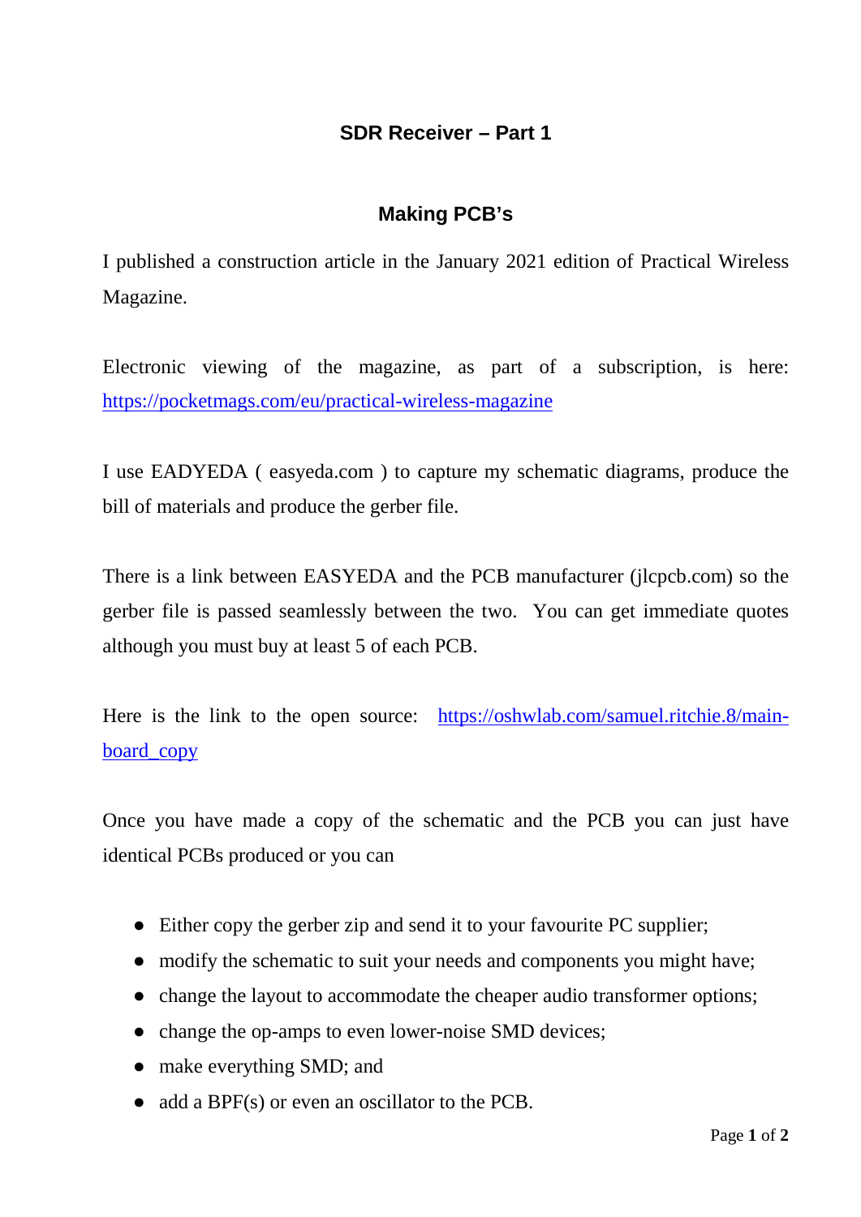# SDR Receiver – Part 1

## Making PCB's

I published a construction article in the January 2021 edition of Practical Wireless Magazine.

Electronic viewing of the magazine, as part of a subscription, is here: [https://pocketmags.com/eu/practical-wireless-magazine](https://pocketmags.com/eu/practical-wireless-magazine)

I use EADYEDA ( easyeda.com ) to capture my schematic diagrams, produce the bill of materials and produce the gerber file.

There is a link between EASYEDA and the PCB manufacturer (jlcpcb.com) so the gerber file is passed seamlessly between the two. You can get immediate quotes although you must buy at least 5 of each PCB.

Here is the link to the open source: [https://oshwlab.com/samuel.ritchie.8/main-board_copy](https://oshwlab.com/samuel.ritchie.8/main-board_copy)

Once you have made a copy of the schematic and the PCB you can just have identical PCBs produced or you can

- Either copy the gerber zip and send it to your favourite PC supplier;
- modify the schematic to suit your needs and components you might have;
- change the layout to accommodate the cheaper audio transformer options;
- change the op-amps to even lower-noise SMD devices;
- make everything SMD; and
- add a BPF(s) or even an oscillator to the PCB.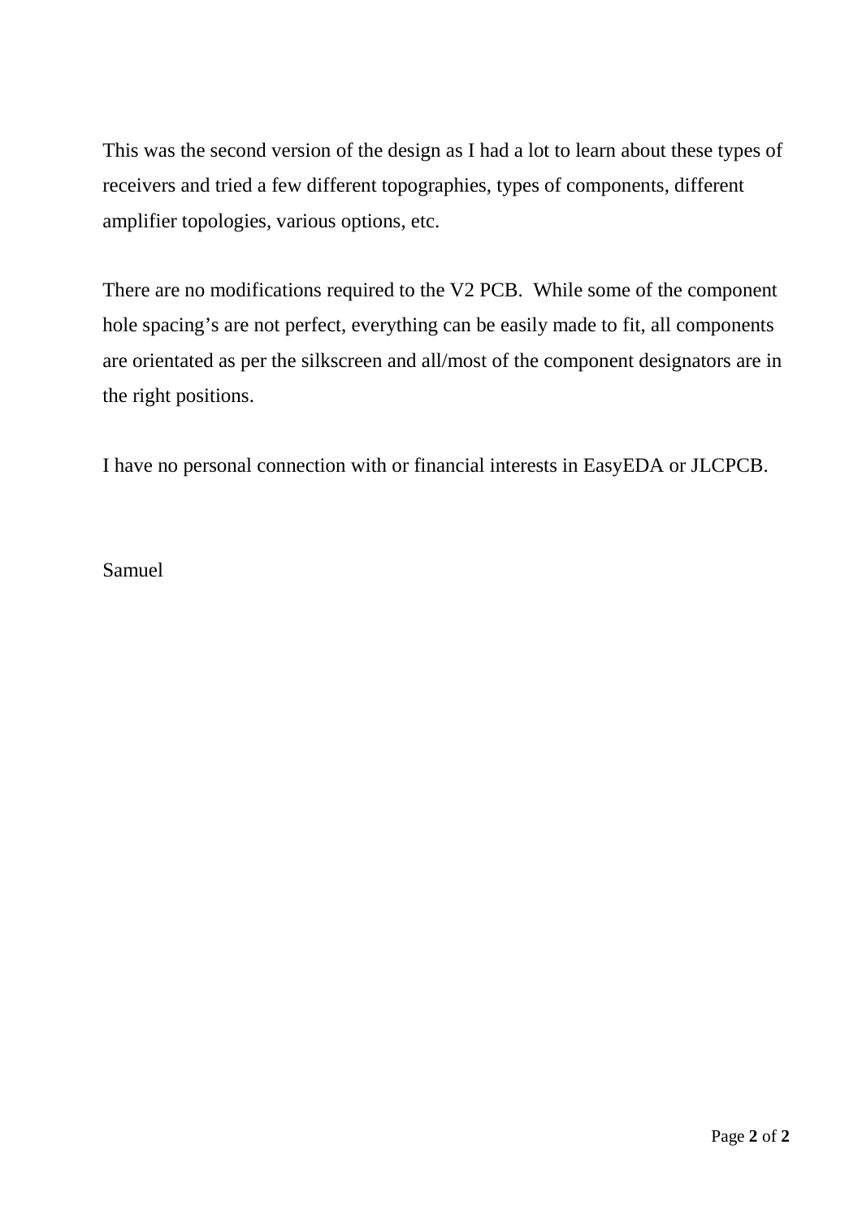This was the second version of the design as I had a lot to learn about these types of receivers and tried a few different topographies, types of components, different amplifier topologies, various options, etc.

There are no modifications required to the V2 PCB.  While some of the component hole spacing's are not perfect, everything can be easily made to fit, all components are orientated as per the silkscreen and all/most of the component designators are in the right positions.

I have no personal connection with or financial interests in EasyEDA or JLCPCB.

Samuel